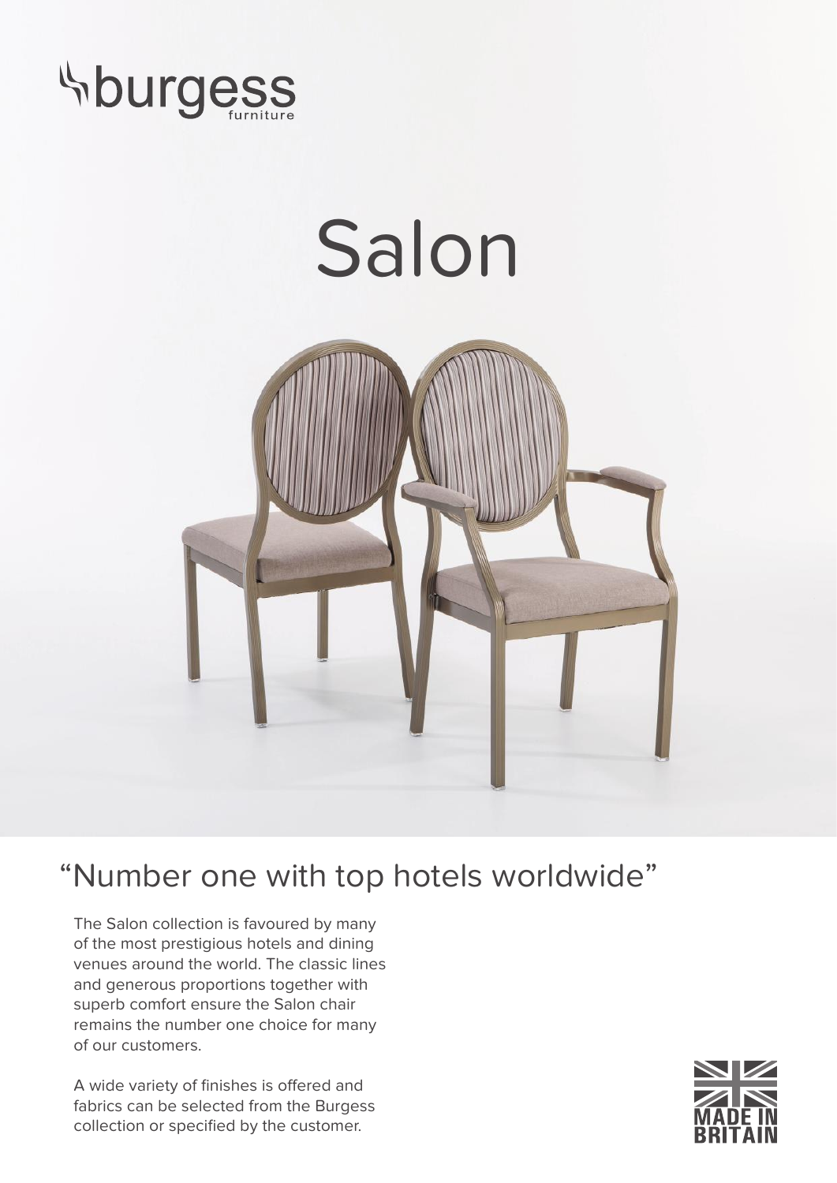burgess furniture

# Salon

## "Number one with top hotels worldwide"

The Salon collection is favoured by many of the most prestigious hotels and dining venues around the world. The classic lines and generous proportions together with superb comfort ensure the Salon chair remains the number one choice for many of our customers.

A wide variety of finishes is offered and fabrics can be selected from the Burgess collection or specified by the customer.

MADE IN BRITAIN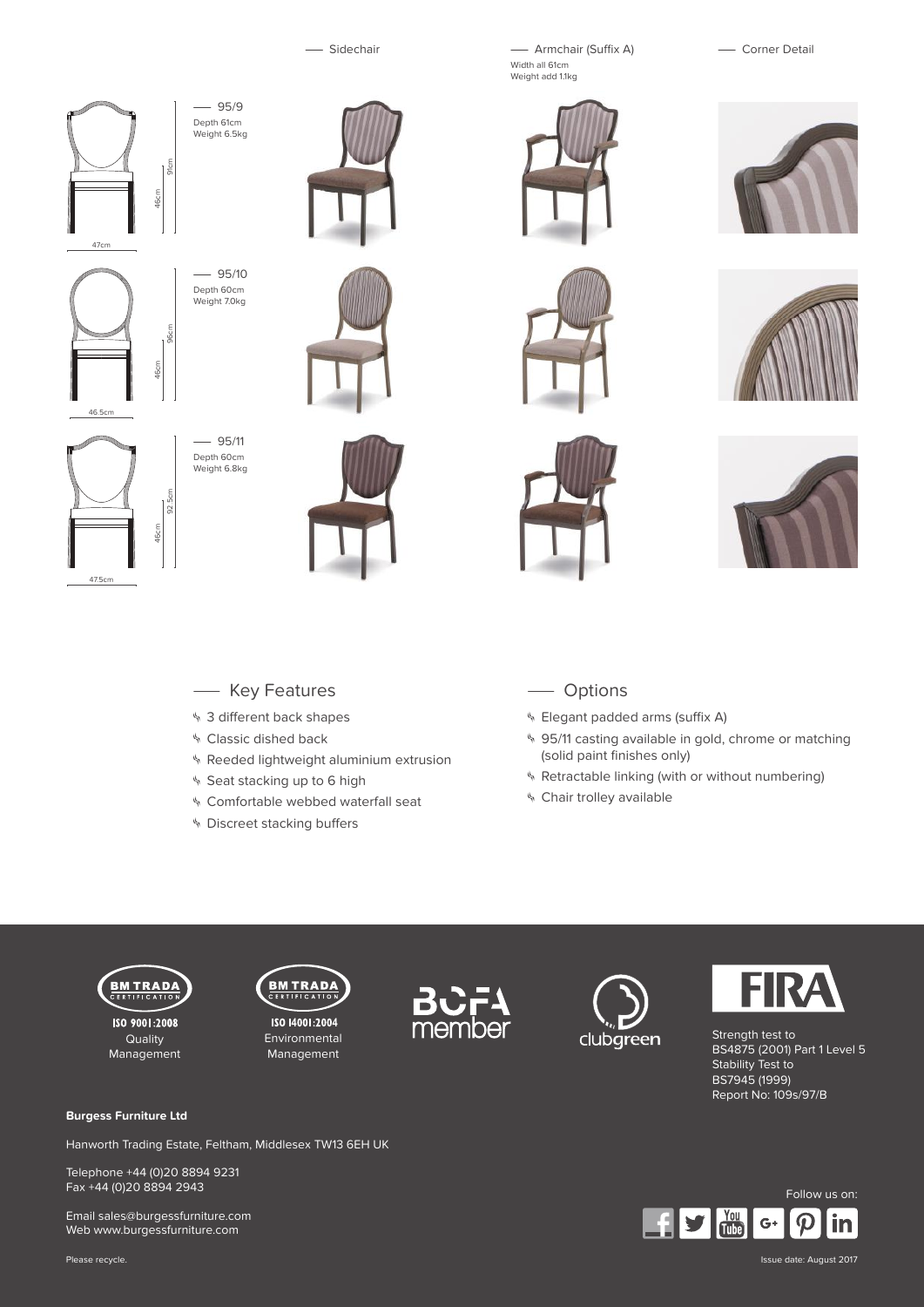Sidechair

Armchair (Suffix A)
Width all 61cm
Weight add 1.1kg

Corner Detail

95/9
Depth 61cm
Weight 6.5kg

47cm
46cm
91cm

95/10
Depth 60cm
Weight 7.0kg

46.5cm
46cm
96cm

95/11
Depth 60cm
Weight 6.8kg

47.5cm
46cm
92.5cm

## Key Features

- 3 different back shapes
- Classic dished back
- Reeded lightweight aluminium extrusion
- Seat stacking up to 6 high
- Comfortable webbed waterfall seat
- Discreet stacking buffers

## Options

- Elegant padded arms (suffix A)
- 95/11 casting available in gold, chrome or matching (solid paint finishes only)
- Retractable linking (with or without numbering)
- Chair trolley available

BM TRADA CERTIFICATION
ISO 9001:2008
Quality Management

BM TRADA CERTIFICATION
ISO 14001:2004
Environmental Management

BCFA member

clubgreen

FIRA

Strength test to BS4875 (2001) Part 1 Level 5
Stability Test to BS7945 (1999)
Report No: 109s/97/B

**Burgess Furniture Ltd**

Hanworth Trading Estate, Feltham, Middlesex TW13 6EH UK

Telephone +44 (0)20 8894 9231
Fax +44 (0)20 8894 2943

Email sales@burgessfurniture.com
Web www.burgessfurniture.com

Follow us on:

Please recycle.

Issue date: August 2017